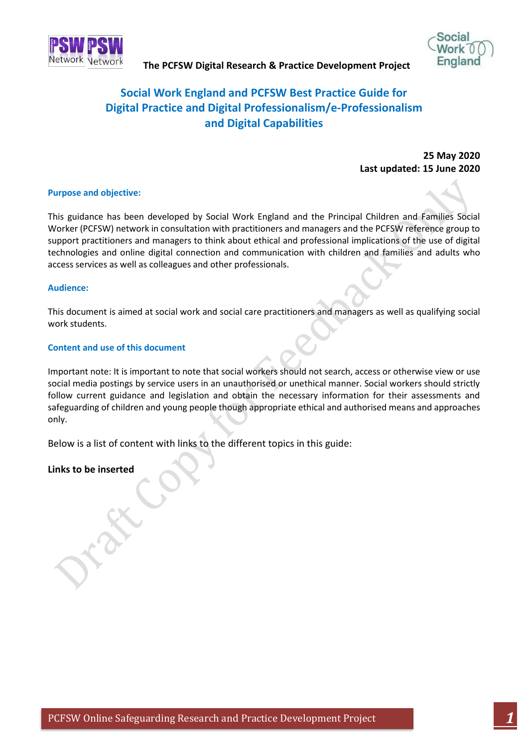The PCFSW Digital Research & Practice Development Project

# Social Work England and PCFSW Best Practice Guide for Digital Practice and Digital Professionalism/e-Professionalism and Digital Capabilities

**25 May 2020**
**Last updated: 15 June 2020**

## Purpose and objective:

This guidance has been developed by Social Work England and the Principal Children and Families Social Worker (PCFSW) network in consultation with practitioners and managers and the PCFSW reference group to support practitioners and managers to think about ethical and professional implications of the use of digital technologies and online digital connection and communication with children and families and adults who access services as well as colleagues and other professionals.

## Audience:

This document is aimed at social work and social care practitioners and managers as well as qualifying social work students.

## Content and use of this document

Important note: It is important to note that social workers should not search, access or otherwise view or use social media postings by service users in an unauthorised or unethical manner. Social workers should strictly follow current guidance and legislation and obtain the necessary information for their assessments and safeguarding of children and young people though appropriate ethical and authorised means and approaches only.

Below is a list of content with links to the different topics in this guide:

**Links to be inserted**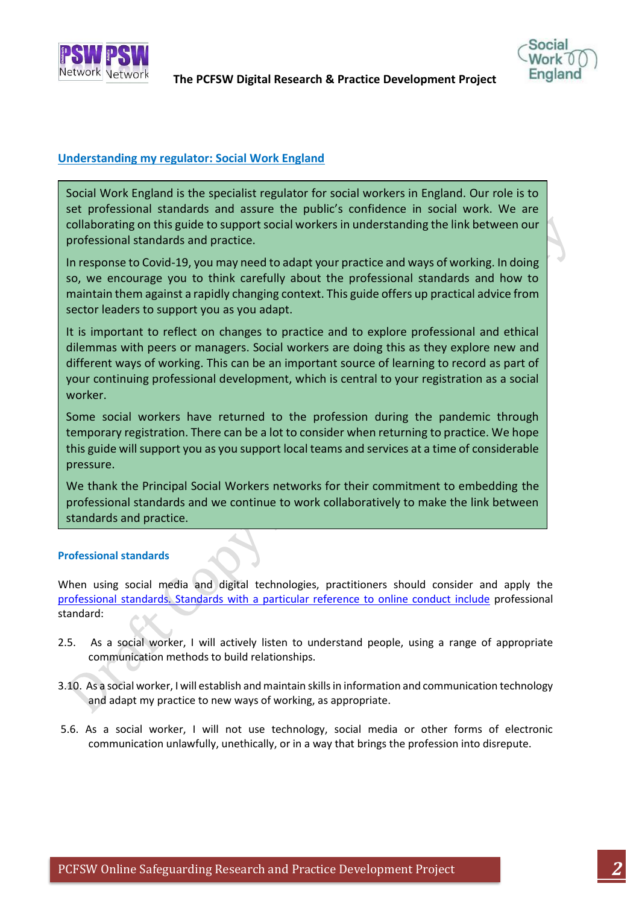## Understanding my regulator: Social Work England

Social Work England is the specialist regulator for social workers in England. Our role is to set professional standards and assure the public's confidence in social work. We are collaborating on this guide to support social workers in understanding the link between our professional standards and practice.

In response to Covid-19, you may need to adapt your practice and ways of working. In doing so, we encourage you to think carefully about the professional standards and how to maintain them against a rapidly changing context. This guide offers up practical advice from sector leaders to support you as you adapt.

It is important to reflect on changes to practice and to explore professional and ethical dilemmas with peers or managers. Social workers are doing this as they explore new and different ways of working. This can be an important source of learning to record as part of your continuing professional development, which is central to your registration as a social worker.

Some social workers have returned to the profession during the pandemic through temporary registration. There can be a lot to consider when returning to practice. We hope this guide will support you as you support local teams and services at a time of considerable pressure.

We thank the Principal Social Workers networks for their commitment to embedding the professional standards and we continue to work collaboratively to make the link between standards and practice.

### Professional standards

When using social media and digital technologies, practitioners should consider and apply the professional standards. Standards with a particular reference to online conduct include professional standard:

2.5. As a social worker, I will actively listen to understand people, using a range of appropriate communication methods to build relationships.

3.10. As a social worker, I will establish and maintain skills in information and communication technology and adapt my practice to new ways of working, as appropriate.

5.6. As a social worker, I will not use technology, social media or other forms of electronic communication unlawfully, unethically, or in a way that brings the profession into disrepute.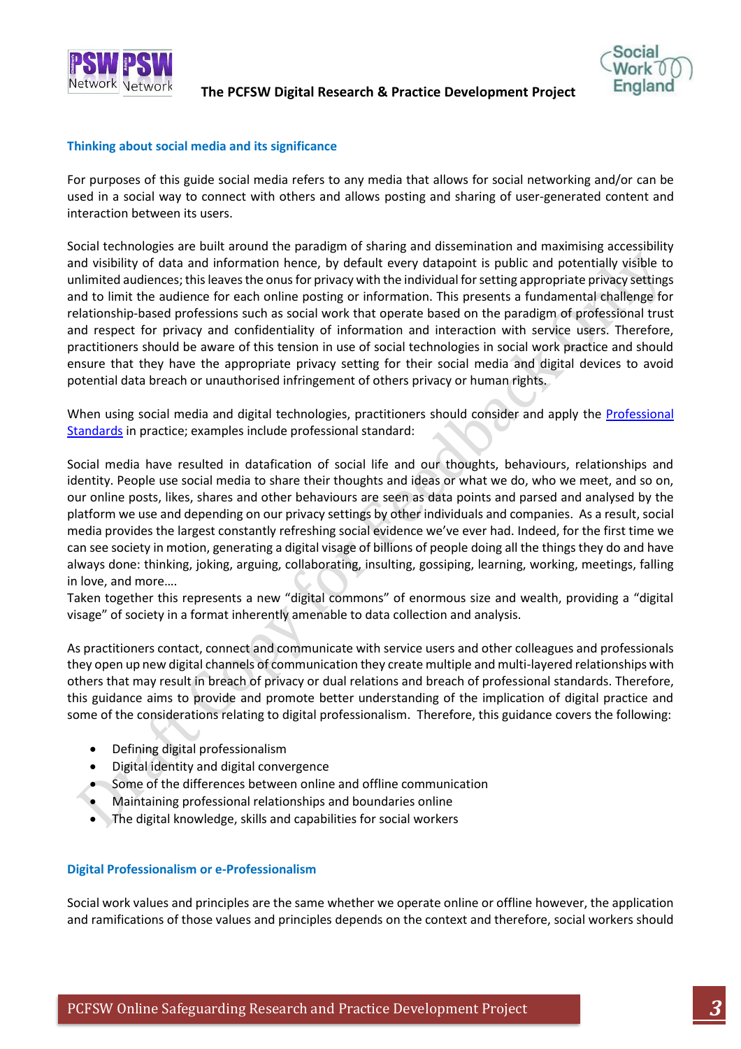### Thinking about social media and its significance

For purposes of this guide social media refers to any media that allows for social networking and/or can be used in a social way to connect with others and allows posting and sharing of user-generated content and interaction between its users.

Social technologies are built around the paradigm of sharing and dissemination and maximising accessibility and visibility of data and information hence, by default every datapoint is public and potentially visible to unlimited audiences; this leaves the onus for privacy with the individual for setting appropriate privacy settings and to limit the audience for each online posting or information. This presents a fundamental challenge for relationship-based professions such as social work that operate based on the paradigm of professional trust and respect for privacy and confidentiality of information and interaction with service users. Therefore, practitioners should be aware of this tension in use of social technologies in social work practice and should ensure that they have the appropriate privacy setting for their social media and digital devices to avoid potential data breach or unauthorised infringement of others privacy or human rights.

When using social media and digital technologies, practitioners should consider and apply the Professional Standards in practice; examples include professional standard:

Social media have resulted in datafication of social life and our thoughts, behaviours, relationships and identity. People use social media to share their thoughts and ideas or what we do, who we meet, and so on, our online posts, likes, shares and other behaviours are seen as data points and parsed and analysed by the platform we use and depending on our privacy settings by other individuals and companies. As a result, social media provides the largest constantly refreshing social evidence we've ever had. Indeed, for the first time we can see society in motion, generating a digital visage of billions of people doing all the things they do and have always done: thinking, joking, arguing, collaborating, insulting, gossiping, learning, working, meetings, falling in love, and more….

Taken together this represents a new "digital commons" of enormous size and wealth, providing a "digital visage" of society in a format inherently amenable to data collection and analysis.

As practitioners contact, connect and communicate with service users and other colleagues and professionals they open up new digital channels of communication they create multiple and multi-layered relationships with others that may result in breach of privacy or dual relations and breach of professional standards. Therefore, this guidance aims to provide and promote better understanding of the implication of digital practice and some of the considerations relating to digital professionalism. Therefore, this guidance covers the following:

- Defining digital professionalism
- Digital identity and digital convergence
- Some of the differences between online and offline communication
- Maintaining professional relationships and boundaries online
- The digital knowledge, skills and capabilities for social workers

### Digital Professionalism or e-Professionalism

Social work values and principles are the same whether we operate online or offline however, the application and ramifications of those values and principles depends on the context and therefore, social workers should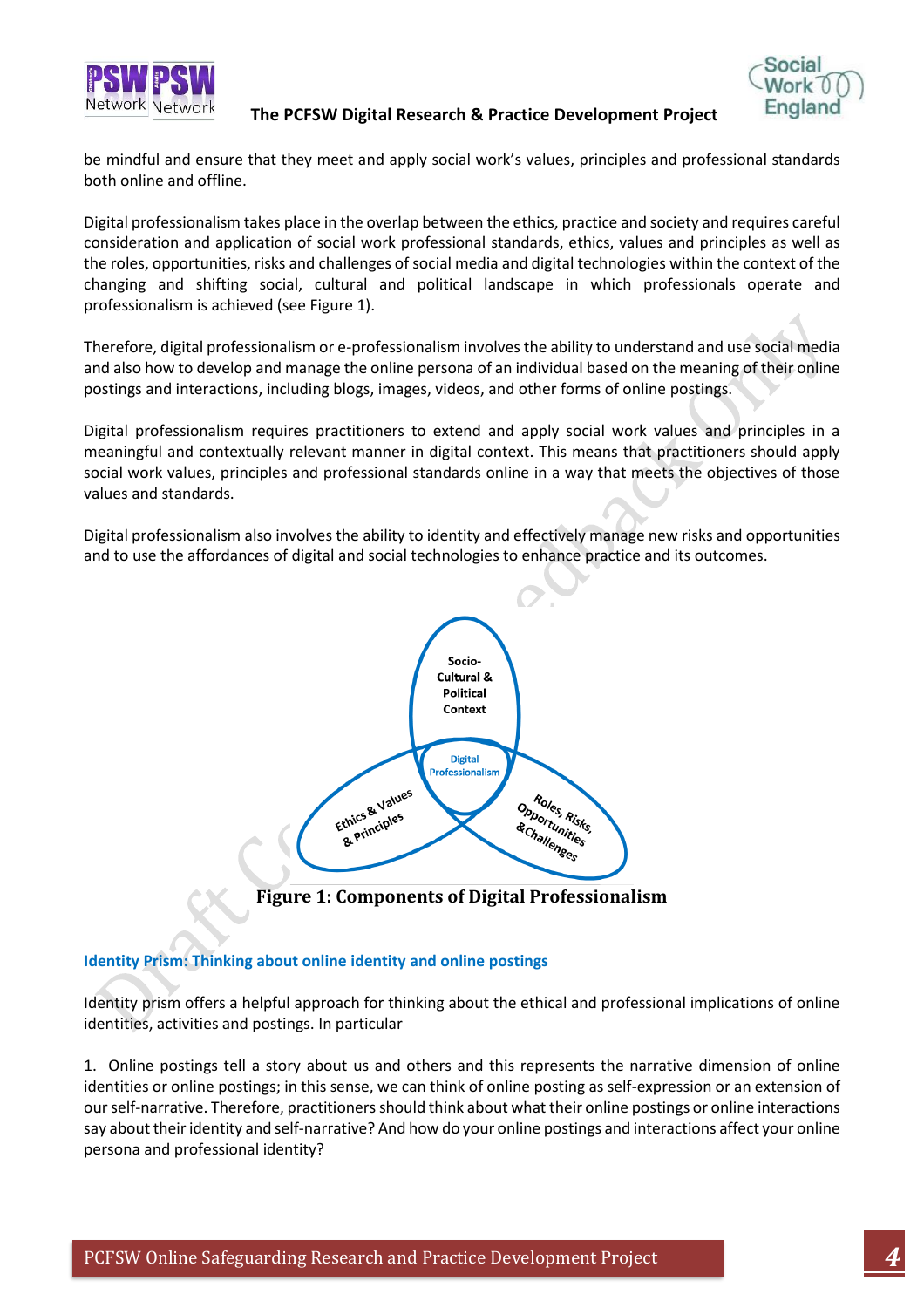be mindful and ensure that they meet and apply social work's values, principles and professional standards both online and offline.

Digital professionalism takes place in the overlap between the ethics, practice and society and requires careful consideration and application of social work professional standards, ethics, values and principles as well as the roles, opportunities, risks and challenges of social media and digital technologies within the context of the changing and shifting social, cultural and political landscape in which professionals operate and professionalism is achieved (see Figure 1).

Therefore, digital professionalism or e-professionalism involves the ability to understand and use social media and also how to develop and manage the online persona of an individual based on the meaning of their online postings and interactions, including blogs, images, videos, and other forms of online postings.

Digital professionalism requires practitioners to extend and apply social work values and principles in a meaningful and contextually relevant manner in digital context. This means that practitioners should apply social work values, principles and professional standards online in a way that meets the objectives of those values and standards.

Digital professionalism also involves the ability to identity and effectively manage new risks and opportunities and to use the affordances of digital and social technologies to enhance practice and its outcomes.

Socio-Cultural & Political Context

Digital Professionalism

Ethics & Values & Principles

Roles, Risks, Opportunities &Challenges

**Figure 1: Components of Digital Professionalism**

### Identity Prism: Thinking about online identity and online postings

Identity prism offers a helpful approach for thinking about the ethical and professional implications of online identities, activities and postings. In particular

1. Online postings tell a story about us and others and this represents the narrative dimension of online identities or online postings; in this sense, we can think of online posting as self-expression or an extension of our self-narrative. Therefore, practitioners should think about what their online postings or online interactions say about their identity and self-narrative? And how do your online postings and interactions affect your online persona and professional identity?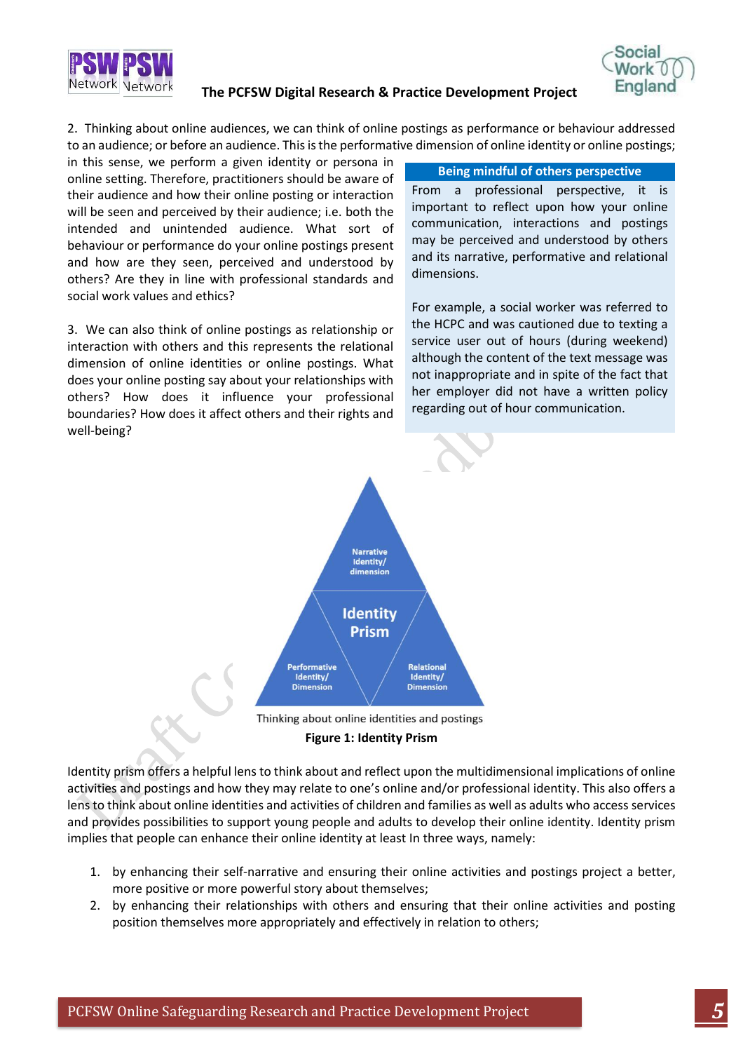2. Thinking about online audiences, we can think of online postings as performance or behaviour addressed to an audience; or before an audience. This is the performative dimension of online identity or online postings; in this sense, we perform a given identity or persona in online setting. Therefore, practitioners should be aware of their audience and how their online posting or interaction will be seen and perceived by their audience; i.e. both the intended and unintended audience. What sort of behaviour or performance do your online postings present and how are they seen, perceived and understood by others? Are they in line with professional standards and social work values and ethics?

3. We can also think of online postings as relationship or interaction with others and this represents the relational dimension of online identities or online postings. What does your online posting say about your relationships with others? How does it influence your professional boundaries? How does it affect others and their rights and well-being?

**Being mindful of others perspective**

From a professional perspective, it is important to reflect upon how your online communication, interactions and postings may be perceived and understood by others and its narrative, performative and relational dimensions.

For example, a social worker was referred to the HCPC and was cautioned due to texting a service user out of hours (during weekend) although the content of the text message was not inappropriate and in spite of the fact that her employer did not have a written policy regarding out of hour communication.

Narrative Identity/ dimension

Identity Prism

Performative Identity/ Dimension

Relational Identity/ Dimension

Thinking about online identities and postings

**Figure 1: Identity Prism**

Identity prism offers a helpful lens to think about and reflect upon the multidimensional implications of online activities and postings and how they may relate to one's online and/or professional identity. This also offers a lens to think about online identities and activities of children and families as well as adults who access services and provides possibilities to support young people and adults to develop their online identity. Identity prism implies that people can enhance their online identity at least In three ways, namely:

1. by enhancing their self-narrative and ensuring their online activities and postings project a better, more positive or more powerful story about themselves;
2. by enhancing their relationships with others and ensuring that their online activities and posting position themselves more appropriately and effectively in relation to others;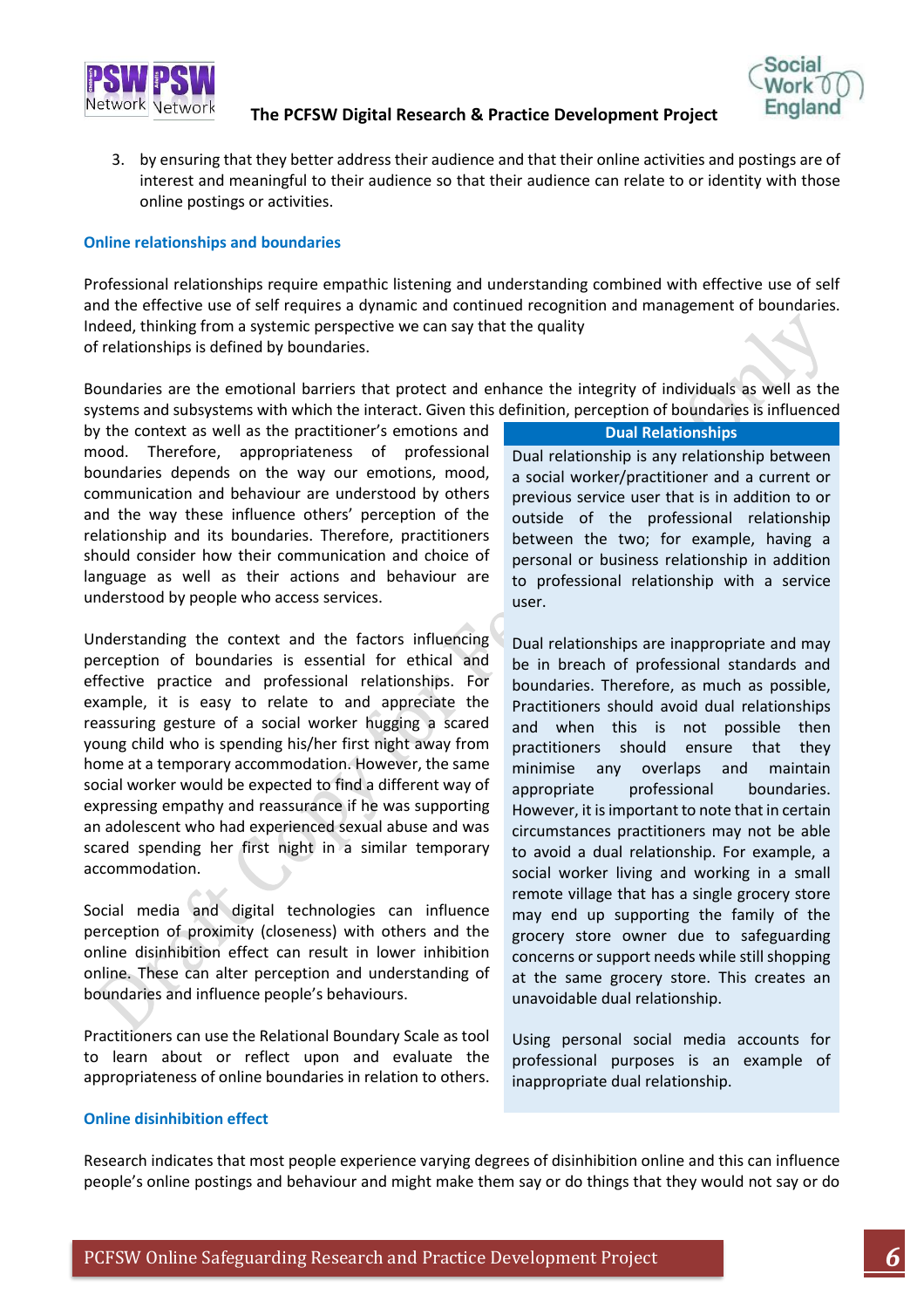3. by ensuring that they better address their audience and that their online activities and postings are of interest and meaningful to their audience so that their audience can relate to or identity with those online postings or activities.

### Online relationships and boundaries

Professional relationships require empathic listening and understanding combined with effective use of self and the effective use of self requires a dynamic and continued recognition and management of boundaries. Indeed, thinking from a systemic perspective we can say that the quality of relationships is defined by boundaries.

Boundaries are the emotional barriers that protect and enhance the integrity of individuals as well as the systems and subsystems with which the interact. Given this definition, perception of boundaries is influenced by the context as well as the practitioner's emotions and mood. Therefore, appropriateness of professional boundaries depends on the way our emotions, mood, communication and behaviour are understood by others and the way these influence others' perception of the relationship and its boundaries. Therefore, practitioners should consider how their communication and choice of language as well as their actions and behaviour are understood by people who access services.

Understanding the context and the factors influencing perception of boundaries is essential for ethical and effective practice and professional relationships. For example, it is easy to relate to and appreciate the reassuring gesture of a social worker hugging a scared young child who is spending his/her first night away from home at a temporary accommodation. However, the same social worker would be expected to find a different way of expressing empathy and reassurance if he was supporting an adolescent who had experienced sexual abuse and was scared spending her first night in a similar temporary accommodation.

Social media and digital technologies can influence perception of proximity (closeness) with others and the online disinhibition effect can result in lower inhibition online. These can alter perception and understanding of boundaries and influence people's behaviours.

Practitioners can use the Relational Boundary Scale as tool to learn about or reflect upon and evaluate the appropriateness of online boundaries in relation to others.

**Dual Relationships**

Dual relationship is any relationship between a social worker/practitioner and a current or previous service user that is in addition to or outside of the professional relationship between the two; for example, having a personal or business relationship in addition to professional relationship with a service user.

Dual relationships are inappropriate and may be in breach of professional standards and boundaries. Therefore, as much as possible, Practitioners should avoid dual relationships and when this is not possible then practitioners should ensure that they minimise any overlaps and maintain appropriate professional boundaries. However, it is important to note that in certain circumstances practitioners may not be able to avoid a dual relationship. For example, a social worker living and working in a small remote village that has a single grocery store may end up supporting the family of the grocery store owner due to safeguarding concerns or support needs while still shopping at the same grocery store. This creates an unavoidable dual relationship.

Using personal social media accounts for professional purposes is an example of inappropriate dual relationship.

### Online disinhibition effect

Research indicates that most people experience varying degrees of disinhibition online and this can influence people's online postings and behaviour and might make them say or do things that they would not say or do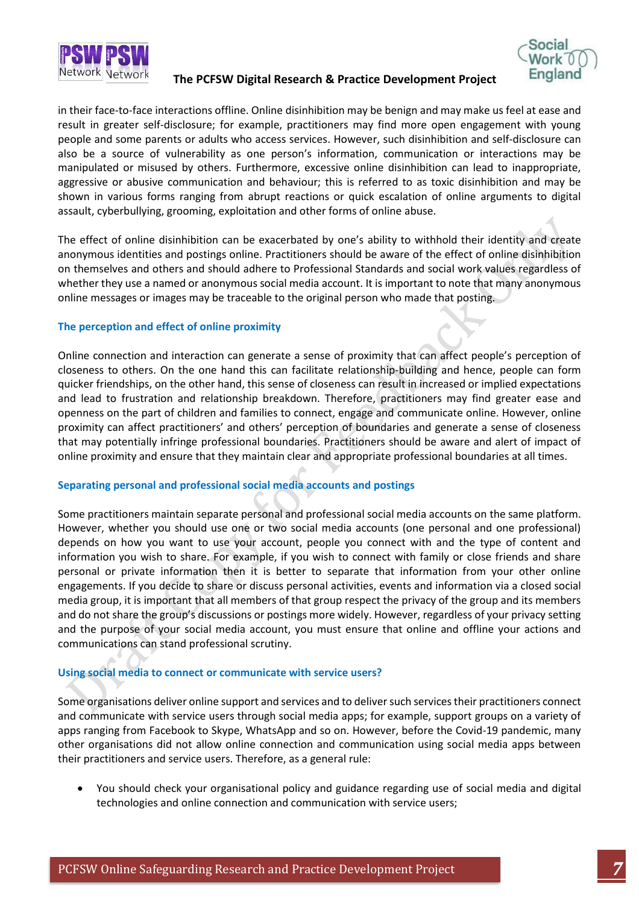in their face-to-face interactions offline. Online disinhibition may be benign and may make us feel at ease and result in greater self-disclosure; for example, practitioners may find more open engagement with young people and some parents or adults who access services. However, such disinhibition and self-disclosure can also be a source of vulnerability as one person's information, communication or interactions may be manipulated or misused by others. Furthermore, excessive online disinhibition can lead to inappropriate, aggressive or abusive communication and behaviour; this is referred to as toxic disinhibition and may be shown in various forms ranging from abrupt reactions or quick escalation of online arguments to digital assault, cyberbullying, grooming, exploitation and other forms of online abuse.

The effect of online disinhibition can be exacerbated by one's ability to withhold their identity and create anonymous identities and postings online. Practitioners should be aware of the effect of online disinhibition on themselves and others and should adhere to Professional Standards and social work values regardless of whether they use a named or anonymous social media account. It is important to note that many anonymous online messages or images may be traceable to the original person who made that posting.

### The perception and effect of online proximity

Online connection and interaction can generate a sense of proximity that can affect people's perception of closeness to others. On the one hand this can facilitate relationship-building and hence, people can form quicker friendships, on the other hand, this sense of closeness can result in increased or implied expectations and lead to frustration and relationship breakdown. Therefore, practitioners may find greater ease and openness on the part of children and families to connect, engage and communicate online. However, online proximity can affect practitioners' and others' perception of boundaries and generate a sense of closeness that may potentially infringe professional boundaries. Practitioners should be aware and alert of impact of online proximity and ensure that they maintain clear and appropriate professional boundaries at all times.

### Separating personal and professional social media accounts and postings

Some practitioners maintain separate personal and professional social media accounts on the same platform. However, whether you should use one or two social media accounts (one personal and one professional) depends on how you want to use your account, people you connect with and the type of content and information you wish to share. For example, if you wish to connect with family or close friends and share personal or private information then it is better to separate that information from your other online engagements. If you decide to share or discuss personal activities, events and information via a closed social media group, it is important that all members of that group respect the privacy of the group and its members and do not share the group's discussions or postings more widely. However, regardless of your privacy setting and the purpose of your social media account, you must ensure that online and offline your actions and communications can stand professional scrutiny.

### Using social media to connect or communicate with service users?

Some organisations deliver online support and services and to deliver such services their practitioners connect and communicate with service users through social media apps; for example, support groups on a variety of apps ranging from Facebook to Skype, WhatsApp and so on. However, before the Covid-19 pandemic, many other organisations did not allow online connection and communication using social media apps between their practitioners and service users. Therefore, as a general rule:

- You should check your organisational policy and guidance regarding use of social media and digital technologies and online connection and communication with service users;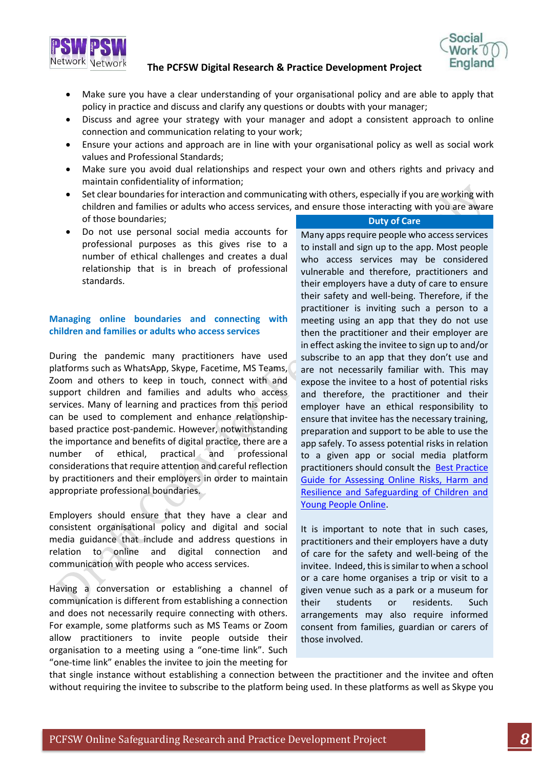- Make sure you have a clear understanding of your organisational policy and are able to apply that policy in practice and discuss and clarify any questions or doubts with your manager;
- Discuss and agree your strategy with your manager and adopt a consistent approach to online connection and communication relating to your work;
- Ensure your actions and approach are in line with your organisational policy as well as social work values and Professional Standards;
- Make sure you avoid dual relationships and respect your own and others rights and privacy and maintain confidentiality of information;
- Set clear boundaries for interaction and communicating with others, especially if you are working with children and families or adults who access services, and ensure those interacting with you are aware of those boundaries;
- Do not use personal social media accounts for professional purposes as this gives rise to a number of ethical challenges and creates a dual relationship that is in breach of professional standards.

### Managing online boundaries and connecting with children and families or adults who access services

During the pandemic many practitioners have used platforms such as WhatsApp, Skype, Facetime, MS Teams, Zoom and others to keep in touch, connect with and support children and families and adults who access services. Many of learning and practices from this period can be used to complement and enhance relationship-based practice post-pandemic. However, notwithstanding the importance and benefits of digital practice, there are a number of ethical, practical and professional considerations that require attention and careful reflection by practitioners and their employers in order to maintain appropriate professional boundaries.

Employers should ensure that they have a clear and consistent organisational policy and digital and social media guidance that include and address questions in relation to online and digital connection and communication with people who access services.

Having a conversation or establishing a channel of communication is different from establishing a connection and does not necessarily require connecting with others. For example, some platforms such as MS Teams or Zoom allow practitioners to invite people outside their organisation to a meeting using a "one-time link". Such "one-time link" enables the invitee to join the meeting for that single instance without establishing a connection between the practitioner and the invitee and often without requiring the invitee to subscribe to the platform being used. In these platforms as well as Skype you

> **Duty of Care**
>
> Many apps require people who access services to install and sign up to the app. Most people who access services may be considered vulnerable and therefore, practitioners and their employers have a duty of care to ensure their safety and well-being. Therefore, if the practitioner is inviting such a person to a meeting using an app that they do not use then the practitioner and their employer are in effect asking the invitee to sign up to and/or subscribe to an app that they don't use and are not necessarily familiar with. This may expose the invitee to a host of potential risks and therefore, the practitioner and their employer have an ethical responsibility to ensure that invitee has the necessary training, preparation and support to be able to use the app safely. To assess potential risks in relation to a given app or social media platform practitioners should consult the Best Practice Guide for Assessing Online Risks, Harm and Resilience and Safeguarding of Children and Young People Online.
>
> It is important to note that in such cases, practitioners and their employers have a duty of care for the safety and well-being of the invitee. Indeed, this is similar to when a school or a care home organises a trip or visit to a given venue such as a park or a museum for their students or residents. Such arrangements may also require informed consent from families, guardian or carers of those involved.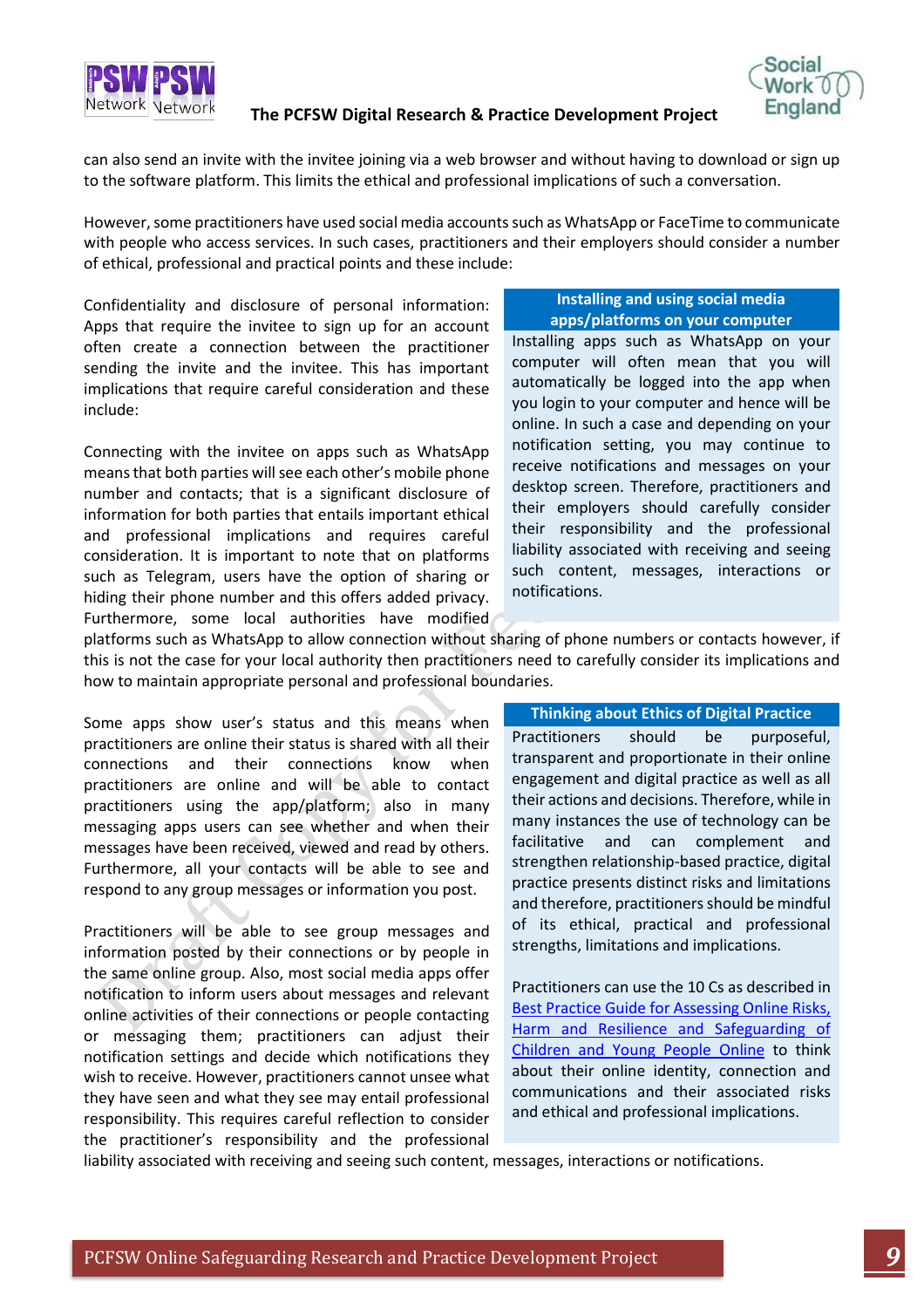can also send an invite with the invitee joining via a web browser and without having to download or sign up to the software platform. This limits the ethical and professional implications of such a conversation.

However, some practitioners have used social media accounts such as WhatsApp or FaceTime to communicate with people who access services. In such cases, practitioners and their employers should consider a number of ethical, professional and practical points and these include:

Confidentiality and disclosure of personal information: Apps that require the invitee to sign up for an account often create a connection between the practitioner sending the invite and the invitee. This has important implications that require careful consideration and these include:

Connecting with the invitee on apps such as WhatsApp means that both parties will see each other's mobile phone number and contacts; that is a significant disclosure of information for both parties that entails important ethical and professional implications and requires careful consideration. It is important to note that on platforms such as Telegram, users have the option of sharing or hiding their phone number and this offers added privacy. Furthermore, some local authorities have modified platforms such as WhatsApp to allow connection without sharing of phone numbers or contacts however, if this is not the case for your local authority then practitioners need to carefully consider its implications and how to maintain appropriate personal and professional boundaries.

> **Installing and using social media apps/platforms on your computer**
>
> Installing apps such as WhatsApp on your computer will often mean that you will automatically be logged into the app when you login to your computer and hence will be online. In such a case and depending on your notification setting, you may continue to receive notifications and messages on your desktop screen. Therefore, practitioners and their employers should carefully consider their responsibility and the professional liability associated with receiving and seeing such content, messages, interactions or notifications.

Some apps show user's status and this means when practitioners are online their status is shared with all their connections and their connections know when practitioners are online and will be able to contact practitioners using the app/platform; also in many messaging apps users can see whether and when their messages have been received, viewed and read by others. Furthermore, all your contacts will be able to see and respond to any group messages or information you post.

Practitioners will be able to see group messages and information posted by their connections or by people in the same online group. Also, most social media apps offer notification to inform users about messages and relevant online activities of their connections or people contacting or messaging them; practitioners can adjust their notification settings and decide which notifications they wish to receive. However, practitioners cannot unsee what they have seen and what they see may entail professional responsibility. This requires careful reflection to consider the practitioner's responsibility and the professional liability associated with receiving and seeing such content, messages, interactions or notifications.

> **Thinking about Ethics of Digital Practice**
>
> Practitioners should be purposeful, transparent and proportionate in their online engagement and digital practice as well as all their actions and decisions. Therefore, while in many instances the use of technology can be facilitative and can complement and strengthen relationship-based practice, digital practice presents distinct risks and limitations and therefore, practitioners should be mindful of its ethical, practical and professional strengths, limitations and implications.
>
> Practitioners can use the 10 Cs as described in Best Practice Guide for Assessing Online Risks, Harm and Resilience and Safeguarding of Children and Young People Online to think about their online identity, connection and communications and their associated risks and ethical and professional implications.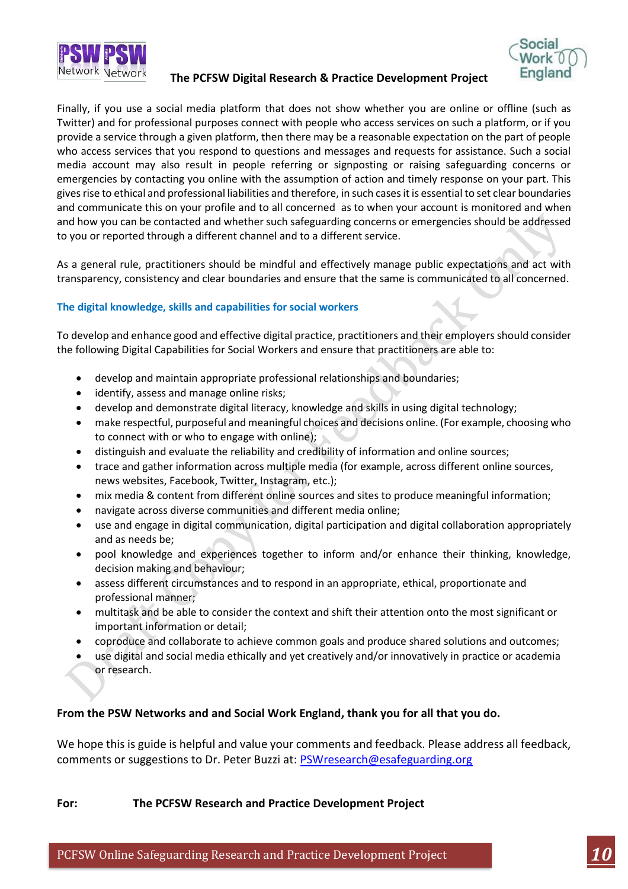Finally, if you use a social media platform that does not show whether you are online or offline (such as Twitter) and for professional purposes connect with people who access services on such a platform, or if you provide a service through a given platform, then there may be a reasonable expectation on the part of people who access services that you respond to questions and messages and requests for assistance. Such a social media account may also result in people referring or signposting or raising safeguarding concerns or emergencies by contacting you online with the assumption of action and timely response on your part. This gives rise to ethical and professional liabilities and therefore, in such cases it is essential to set clear boundaries and communicate this on your profile and to all concerned as to when your account is monitored and when and how you can be contacted and whether such safeguarding concerns or emergencies should be addressed to you or reported through a different channel and to a different service.

As a general rule, practitioners should be mindful and effectively manage public expectations and act with transparency, consistency and clear boundaries and ensure that the same is communicated to all concerned.

### The digital knowledge, skills and capabilities for social workers

To develop and enhance good and effective digital practice, practitioners and their employers should consider the following Digital Capabilities for Social Workers and ensure that practitioners are able to:

- develop and maintain appropriate professional relationships and boundaries;
- identify, assess and manage online risks;
- develop and demonstrate digital literacy, knowledge and skills in using digital technology;
- make respectful, purposeful and meaningful choices and decisions online. (For example, choosing who to connect with or who to engage with online);
- distinguish and evaluate the reliability and credibility of information and online sources;
- trace and gather information across multiple media (for example, across different online sources, news websites, Facebook, Twitter, Instagram, etc.);
- mix media & content from different online sources and sites to produce meaningful information;
- navigate across diverse communities and different media online;
- use and engage in digital communication, digital participation and digital collaboration appropriately and as needs be;
- pool knowledge and experiences together to inform and/or enhance their thinking, knowledge, decision making and behaviour;
- assess different circumstances and to respond in an appropriate, ethical, proportionate and professional manner;
- multitask and be able to consider the context and shift their attention onto the most significant or important information or detail;
- coproduce and collaborate to achieve common goals and produce shared solutions and outcomes;
- use digital and social media ethically and yet creatively and/or innovatively in practice or academia or research.

**From the PSW Networks and and Social Work England, thank you for all that you do.**

We hope this is guide is helpful and value your comments and feedback. Please address all feedback, comments or suggestions to Dr. Peter Buzzi at: PSWresearch@esafeguarding.org

**For: The PCFSW Research and Practice Development Project**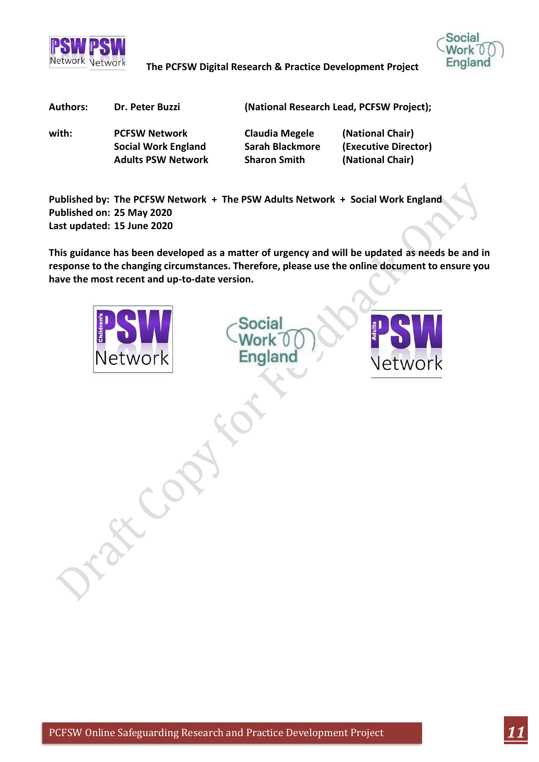| | | | |
|---|---|---|---|
| **Authors:** | **Dr. Peter Buzzi** | **(National Research Lead, PCFSW Project);** | |
| **with:** | **PCFSW Network** | **Claudia Megele** | **(National Chair)** |
| | **Social Work England** | **Sarah Blackmore** | **(Executive Director)** |
| | **Adults PSW Network** | **Sharon Smith** | **(National Chair)** |

**Published by: The PCFSW Network + The PSW Adults Network + Social Work England**
**Published on: 25 May 2020**
**Last updated: 15 June 2020**

**This guidance has been developed as a matter of urgency and will be updated as needs be and in response to the changing circumstances. Therefore, please use the online document to ensure you have the most recent and up-to-date version.**